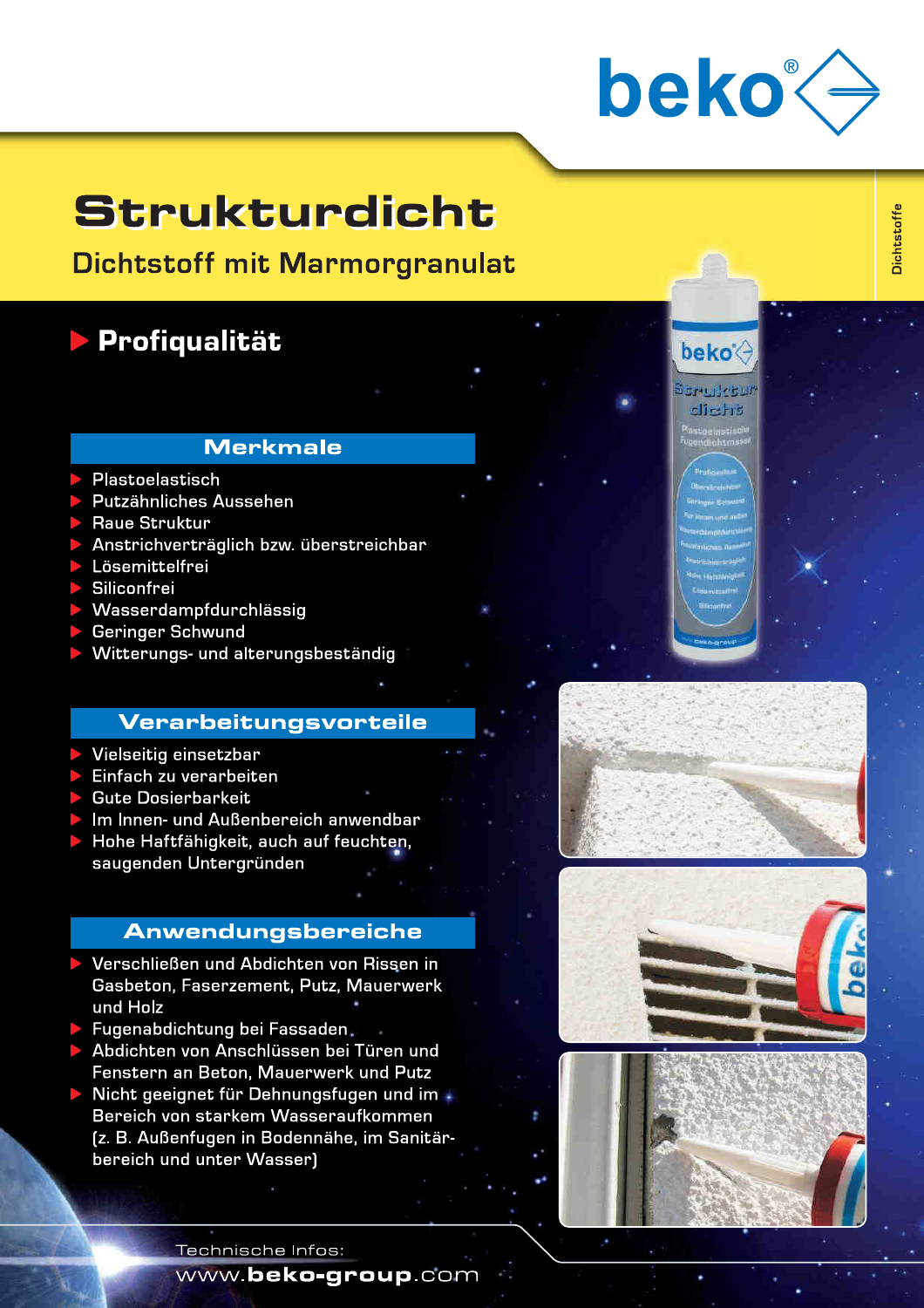# Strukturdicht

## Dichtstoff mit Marmorgranulat

**Profiqualität**

### Merkmale

- Plastoelastisch
- Putzähnliches Aussehen
- Raue Struktur
- Anstrichverträglich bzw. überstreichbar
- Lösemittelfrei
- Siliconfrei
- Wasserdampfdurchlässig
- Geringer Schwund
- Witterungs- und alterungsbeständig

### Verarbeitungsvorteile

- Vielseitig einsetzbar
- Einfach zu verarbeiten
- Gute Dosierbarkeit
- Im Innen- und Außenbereich anwendbar
- Hohe Haftfähigkeit, auch auf feuchten, saugenden Untergründen

### Anwendungsbereiche

- Verschließen und Abdichten von Rissen in Gasbeton, Faserzement, Putz, Mauerwerk und Holz
- Fugenabdichtung bei Fassaden
- Abdichten von Anschlüssen bei Türen und Fenstern an Beton, Mauerwerk und Putz
- Nicht geeignet für Dehnungsfugen und im Bereich von starkem Wasseraufkommen (z. B. Außenfugen in Bodennähe, im Sanitärbereich und unter Wasser)

Technische Infos:
www.beko-group.com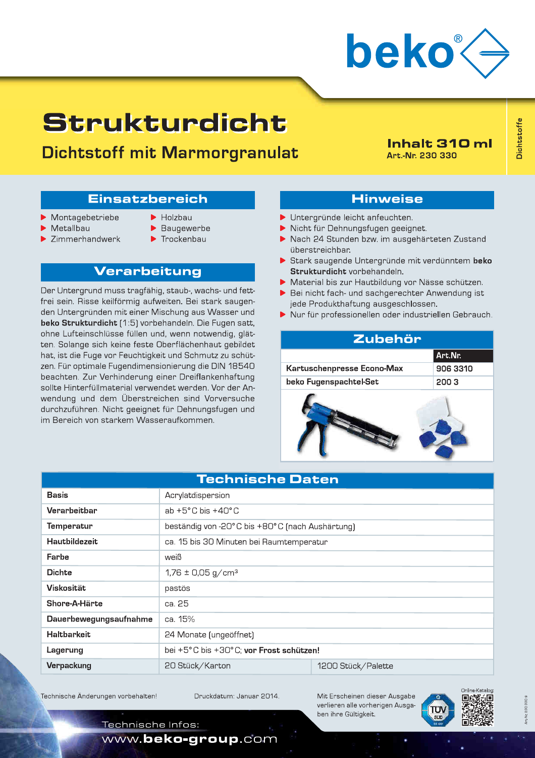beko

# Strukturdicht

## Dichtstoff mit Marmorgranulat

**Inhalt 310 ml**
Art.-Nr. 230 330

Dichtstoffe

## Einsatzbereich

- Montagebetriebe
- Metallbau
- Zimmerhandwerk
- Holzbau
- Baugewerbe
- Trockenbau

## Verarbeitung

Der Untergrund muss tragfähig, staub-, wachs- und fettfrei sein. Risse keilförmig aufweiten. Bei stark saugenden Untergründen mit einer Mischung aus Wasser und **beko Strukturdicht** (1:5) vorbehandeln. Die Fugen satt, ohne Lufteinschlüsse füllen und, wenn notwendig, glätten. Solange sich keine feste Oberflächenhaut gebildet hat, ist die Fuge vor Feuchtigkeit und Schmutz zu schützen. Für optimale Fugendimensionierung die DIN 18540 beachten. Zur Verhinderung einer Dreiflankenhaftung sollte Hinterfüllmaterial verwendet werden. Vor der Anwendung und dem Überstreichen sind Vorversuche durchzuführen. Nicht geeignet für Dehnungsfugen und im Bereich von starkem Wasseraufkommen.

## Hinweise

- Untergründe leicht anfeuchten.
- Nicht für Dehnungsfugen geeignet.
- Nach 24 Stunden bzw. im ausgehärteten Zustand überstreichbar.
- Stark saugende Untergründe mit verdünntem **beko Strukturdicht** vorbehandeln.
- Material bis zur Hautbildung vor Nässe schützen.
- Bei nicht fach- und sachgerechter Anwendung ist jede Produkthaftung ausgeschlossen.
- Nur für professionellen oder industriellen Gebrauch.

## Zubehör

| | Art.Nr. |
|---|---|
| **Kartuschenpresse Econo-Max** | 906 3310 |
| **beko Fugenspachtel-Set** | 200 3 |

## Technische Daten

| | | |
|---|---|---|
| **Basis** | Acrylatdispersion | |
| **Verarbeitbar** | ab +5°C bis +40°C | |
| **Temperatur** | beständig von -20°C bis +80°C (nach Aushärtung) | |
| **Hautbildezeit** | ca. 15 bis 30 Minuten bei Raumtemperatur | |
| **Farbe** | weiß | |
| **Dichte** | 1,76 ± 0,05 g/cm³ | |
| **Viskosität** | pastös | |
| **Shore-A-Härte** | ca. 25 | |
| **Dauerbewegungsaufnahme** | ca. 15% | |
| **Haltbarkeit** | 24 Monate (ungeöffnet) | |
| **Lagerung** | bei +5°C bis +30°C; **vor Frost schützen!** | |
| **Verpackung** | 20 Stück/Karton | 1200 Stück/Palette |

Technische Änderungen vorbehalten!

Druckdatum: Januar 2014.

Mit Erscheinen dieser Ausgabe verlieren alle vorherigen Ausgaben ihre Gültigkeit.

Online-Katalog

Technische Infos:
www.**beko-group**.com